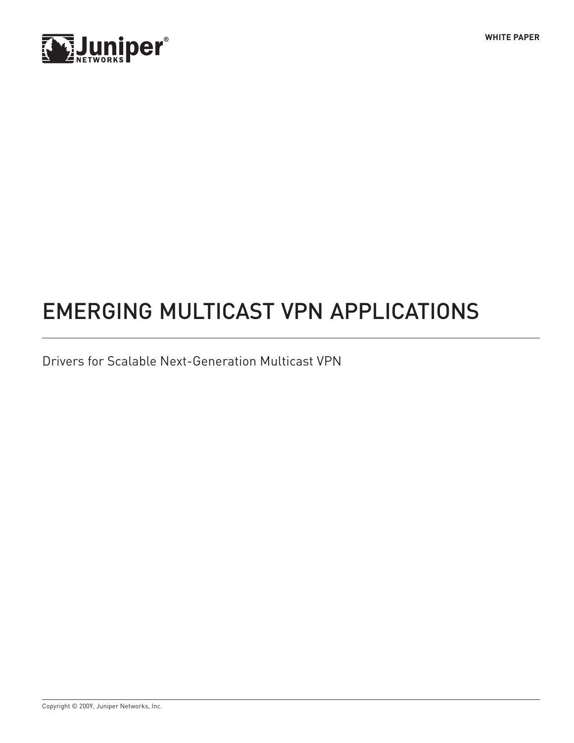WHITE PAPER

# EMERGING MULTICAST VPN APPLICATIONS

Drivers for Scalable Next-Generation Multicast VPN

Copyright © 2009, Juniper Networks, Inc.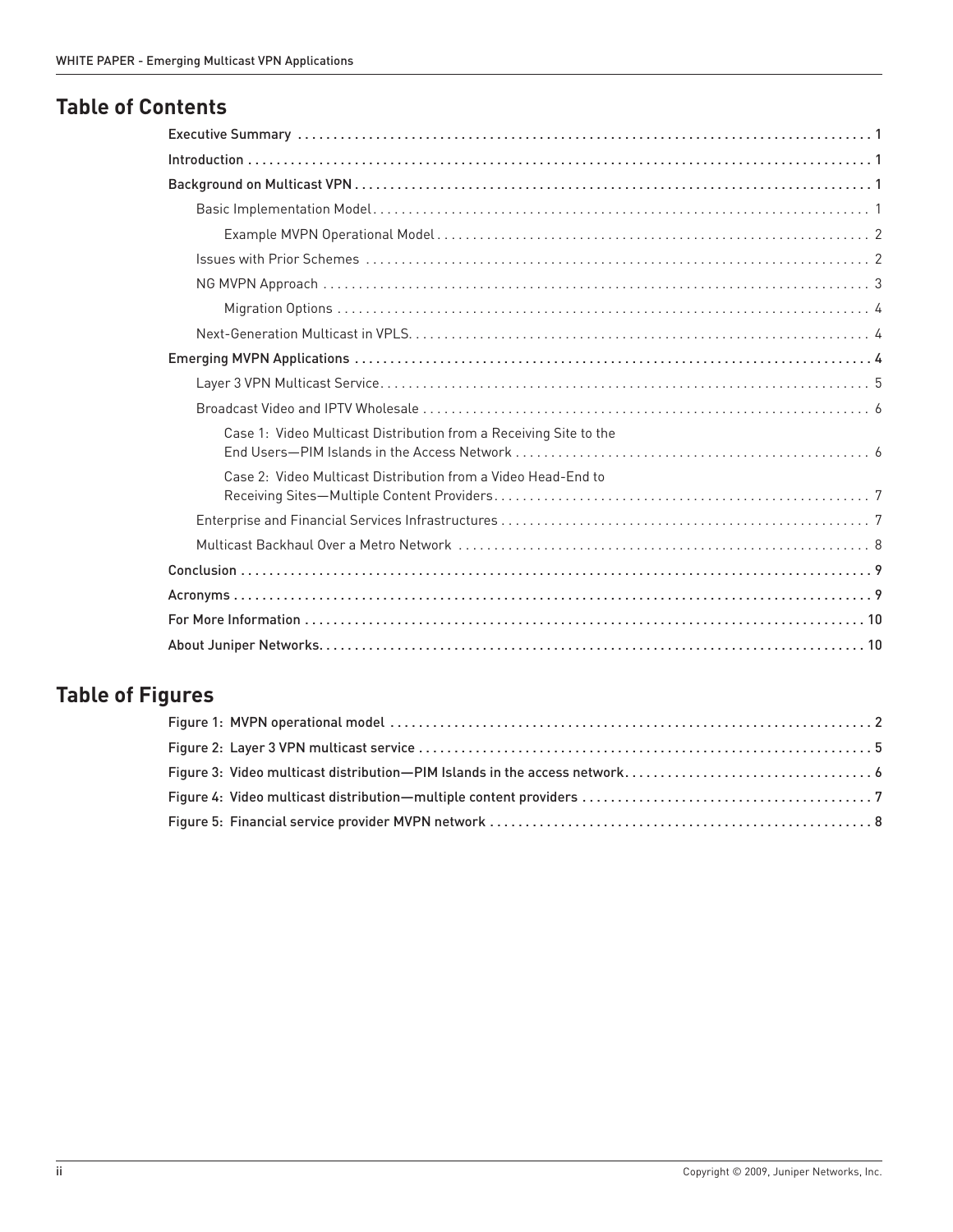## Table of Contents

- Executive Summary . . . . . . . . . . 1
- Introduction . . . . . . . . . . 1
- Background on Multicast VPN . . . . . . . . . . 1
  - Basic Implementation Model . . . . . . . . . . 1
    - Example MVPN Operational Model . . . . . . . . . . 2
  - Issues with Prior Schemes . . . . . . . . . . 2
  - NG MVPN Approach . . . . . . . . . . 3
    - Migration Options . . . . . . . . . . 4
  - Next-Generation Multicast in VPLS . . . . . . . . . . 4
- Emerging MVPN Applications . . . . . . . . . . 4
  - Layer 3 VPN Multicast Service . . . . . . . . . . 5
  - Broadcast Video and IPTV Wholesale . . . . . . . . . . 6
    - Case 1: Video Multicast Distribution from a Receiving Site to the End Users—PIM Islands in the Access Network . . . . . . . . . . 6
    - Case 2: Video Multicast Distribution from a Video Head-End to Receiving Sites—Multiple Content Providers . . . . . . . . . . 7
  - Enterprise and Financial Services Infrastructures . . . . . . . . . . 7
  - Multicast Backhaul Over a Metro Network . . . . . . . . . . 8
- Conclusion . . . . . . . . . . 9
- Acronyms . . . . . . . . . . 9
- For More Information . . . . . . . . . . 10
- About Juniper Networks . . . . . . . . . . 10

## Table of Figures

- Figure 1: MVPN operational model . . . . . . . . . . 2
- Figure 2: Layer 3 VPN multicast service . . . . . . . . . . 5
- Figure 3: Video multicast distribution—PIM Islands in the access network . . . . . . . . . . 6
- Figure 4: Video multicast distribution—multiple content providers . . . . . . . . . . 7
- Figure 5: Financial service provider MVPN network . . . . . . . . . . 8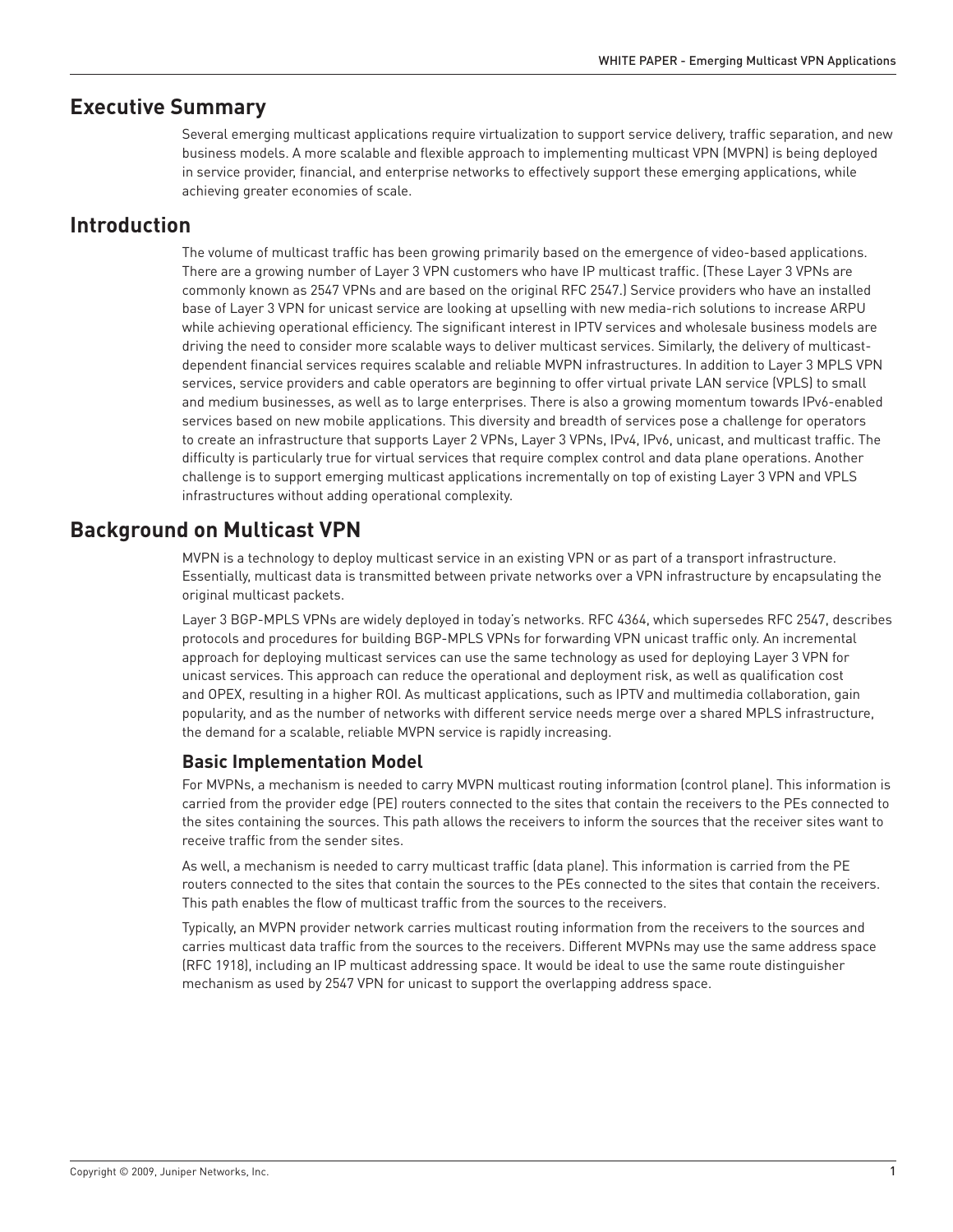## Executive Summary

Several emerging multicast applications require virtualization to support service delivery, traffic separation, and new business models. A more scalable and flexible approach to implementing multicast VPN (MVPN) is being deployed in service provider, financial, and enterprise networks to effectively support these emerging applications, while achieving greater economies of scale.

## Introduction

The volume of multicast traffic has been growing primarily based on the emergence of video-based applications. There are a growing number of Layer 3 VPN customers who have IP multicast traffic. (These Layer 3 VPNs are commonly known as 2547 VPNs and are based on the original RFC 2547.) Service providers who have an installed base of Layer 3 VPN for unicast service are looking at upselling with new media-rich solutions to increase ARPU while achieving operational efficiency. The significant interest in IPTV services and wholesale business models are driving the need to consider more scalable ways to deliver multicast services. Similarly, the delivery of multicast-dependent financial services requires scalable and reliable MVPN infrastructures. In addition to Layer 3 MPLS VPN services, service providers and cable operators are beginning to offer virtual private LAN service (VPLS) to small and medium businesses, as well as to large enterprises. There is also a growing momentum towards IPv6-enabled services based on new mobile applications. This diversity and breadth of services pose a challenge for operators to create an infrastructure that supports Layer 2 VPNs, Layer 3 VPNs, IPv4, IPv6, unicast, and multicast traffic. The difficulty is particularly true for virtual services that require complex control and data plane operations. Another challenge is to support emerging multicast applications incrementally on top of existing Layer 3 VPN and VPLS infrastructures without adding operational complexity.

## Background on Multicast VPN

MVPN is a technology to deploy multicast service in an existing VPN or as part of a transport infrastructure. Essentially, multicast data is transmitted between private networks over a VPN infrastructure by encapsulating the original multicast packets.

Layer 3 BGP-MPLS VPNs are widely deployed in today's networks. RFC 4364, which supersedes RFC 2547, describes protocols and procedures for building BGP-MPLS VPNs for forwarding VPN unicast traffic only. An incremental approach for deploying multicast services can use the same technology as used for deploying Layer 3 VPN for unicast services. This approach can reduce the operational and deployment risk, as well as qualification cost and OPEX, resulting in a higher ROI. As multicast applications, such as IPTV and multimedia collaboration, gain popularity, and as the number of networks with different service needs merge over a shared MPLS infrastructure, the demand for a scalable, reliable MVPN service is rapidly increasing.

### Basic Implementation Model

For MVPNs, a mechanism is needed to carry MVPN multicast routing information (control plane). This information is carried from the provider edge (PE) routers connected to the sites that contain the receivers to the PEs connected to the sites containing the sources. This path allows the receivers to inform the sources that the receiver sites want to receive traffic from the sender sites.

As well, a mechanism is needed to carry multicast traffic (data plane). This information is carried from the PE routers connected to the sites that contain the sources to the PEs connected to the sites that contain the receivers. This path enables the flow of multicast traffic from the sources to the receivers.

Typically, an MVPN provider network carries multicast routing information from the receivers to the sources and carries multicast data traffic from the sources to the receivers. Different MVPNs may use the same address space (RFC 1918), including an IP multicast addressing space. It would be ideal to use the same route distinguisher mechanism as used by 2547 VPN for unicast to support the overlapping address space.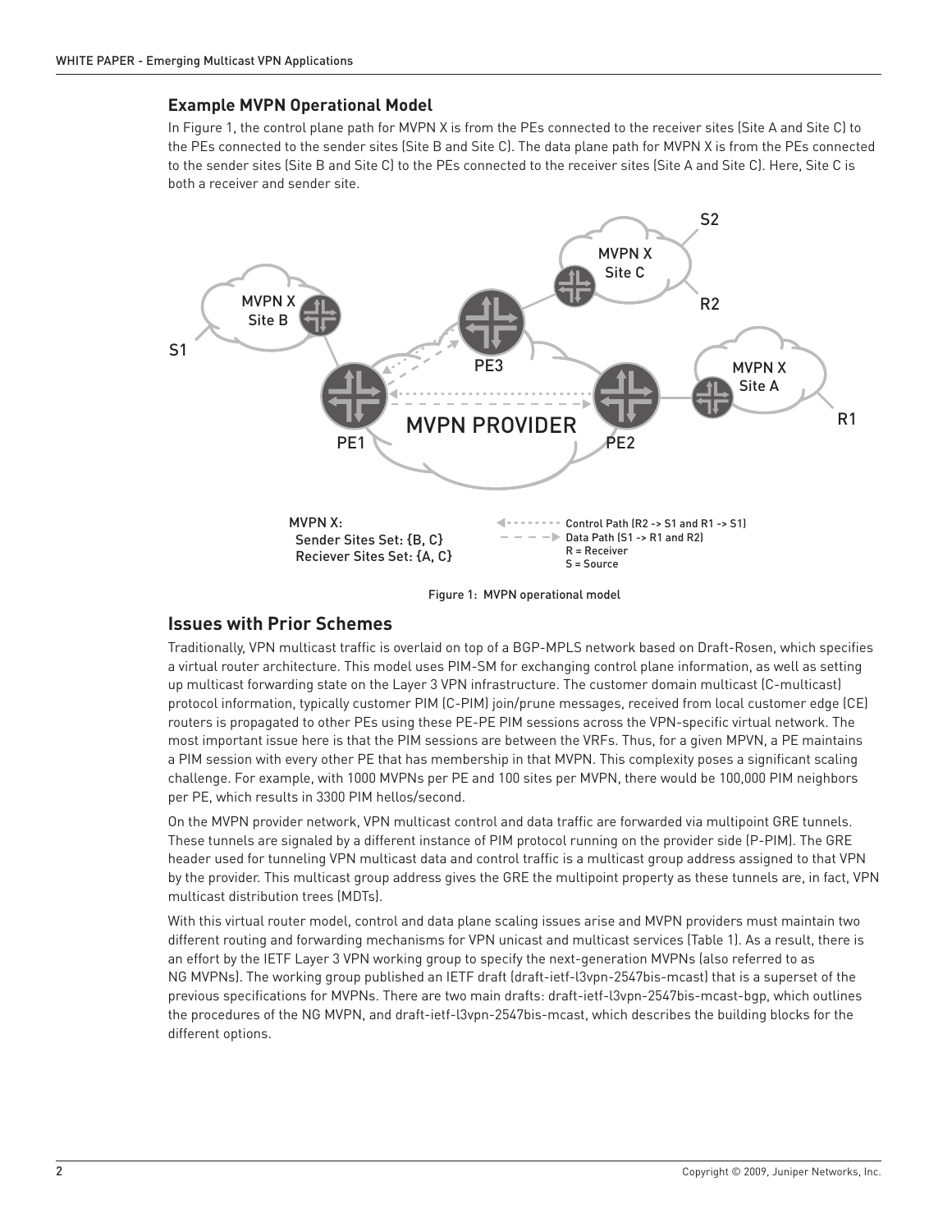### Example MVPN Operational Model

In Figure 1, the control plane path for MVPN X is from the PEs connected to the receiver sites (Site A and Site C) to the PEs connected to the sender sites (Site B and Site C). The data plane path for MVPN X is from the PEs connected to the sender sites (Site B and Site C) to the PEs connected to the receiver sites (Site A and Site C). Here, Site C is both a receiver and sender site.

Figure 1: MVPN operational model

## Issues with Prior Schemes

Traditionally, VPN multicast traffic is overlaid on top of a BGP-MPLS network based on Draft-Rosen, which specifies a virtual router architecture. This model uses PIM-SM for exchanging control plane information, as well as setting up multicast forwarding state on the Layer 3 VPN infrastructure. The customer domain multicast (C-multicast) protocol information, typically customer PIM (C-PIM) join/prune messages, received from local customer edge (CE) routers is propagated to other PEs using these PE-PE PIM sessions across the VPN-specific virtual network. The most important issue here is that the PIM sessions are between the VRFs. Thus, for a given MPVN, a PE maintains a PIM session with every other PE that has membership in that MVPN. This complexity poses a significant scaling challenge. For example, with 1000 MVPNs per PE and 100 sites per MVPN, there would be 100,000 PIM neighbors per PE, which results in 3300 PIM hellos/second.

On the MVPN provider network, VPN multicast control and data traffic are forwarded via multipoint GRE tunnels. These tunnels are signaled by a different instance of PIM protocol running on the provider side (P-PIM). The GRE header used for tunneling VPN multicast data and control traffic is a multicast group address assigned to that VPN by the provider. This multicast group address gives the GRE the multipoint property as these tunnels are, in fact, VPN multicast distribution trees (MDTs).

With this virtual router model, control and data plane scaling issues arise and MVPN providers must maintain two different routing and forwarding mechanisms for VPN unicast and multicast services (Table 1). As a result, there is an effort by the IETF Layer 3 VPN working group to specify the next-generation MVPNs (also referred to as NG MVPNs). The working group published an IETF draft (draft-ietf-l3vpn-2547bis-mcast) that is a superset of the previous specifications for MVPNs. There are two main drafts: draft-ietf-l3vpn-2547bis-mcast-bgp, which outlines the procedures of the NG MVPN, and draft-ietf-l3vpn-2547bis-mcast, which describes the building blocks for the different options.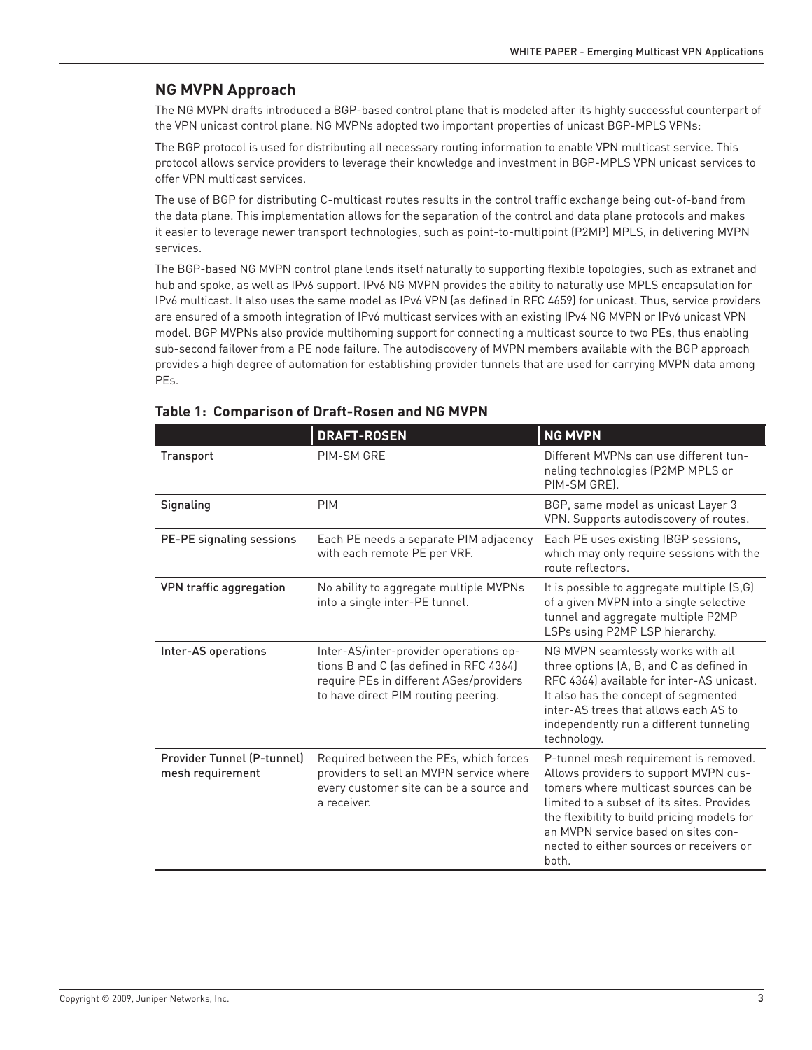## NG MVPN Approach

The NG MVPN drafts introduced a BGP-based control plane that is modeled after its highly successful counterpart of the VPN unicast control plane. NG MVPNs adopted two important properties of unicast BGP-MPLS VPNs:

The BGP protocol is used for distributing all necessary routing information to enable VPN multicast service. This protocol allows service providers to leverage their knowledge and investment in BGP-MPLS VPN unicast services to offer VPN multicast services.

The use of BGP for distributing C-multicast routes results in the control traffic exchange being out-of-band from the data plane. This implementation allows for the separation of the control and data plane protocols and makes it easier to leverage newer transport technologies, such as point-to-multipoint (P2MP) MPLS, in delivering MVPN services.

The BGP-based NG MVPN control plane lends itself naturally to supporting flexible topologies, such as extranet and hub and spoke, as well as IPv6 support. IPv6 NG MVPN provides the ability to naturally use MPLS encapsulation for IPv6 multicast. It also uses the same model as IPv6 VPN (as defined in RFC 4659) for unicast. Thus, service providers are ensured of a smooth integration of IPv6 multicast services with an existing IPv4 NG MVPN or IPv6 unicast VPN model. BGP MVPNs also provide multihoming support for connecting a multicast source to two PEs, thus enabling sub-second failover from a PE node failure. The autodiscovery of MVPN members available with the BGP approach provides a high degree of automation for establishing provider tunnels that are used for carrying MVPN data among PEs.

### Table 1: Comparison of Draft-Rosen and NG MVPN

| | DRAFT-ROSEN | NG MVPN |
|---|---|---|
| Transport | PIM-SM GRE | Different MVPNs can use different tunneling technologies (P2MP MPLS or PIM-SM GRE). |
| Signaling | PIM | BGP, same model as unicast Layer 3 VPN. Supports autodiscovery of routes. |
| PE-PE signaling sessions | Each PE needs a separate PIM adjacency with each remote PE per VRF. | Each PE uses existing IBGP sessions, which may only require sessions with the route reflectors. |
| VPN traffic aggregation | No ability to aggregate multiple MVPNs into a single inter-PE tunnel. | It is possible to aggregate multiple (S,G) of a given MVPN into a single selective tunnel and aggregate multiple P2MP LSPs using P2MP LSP hierarchy. |
| Inter-AS operations | Inter-AS/inter-provider operations options B and C (as defined in RFC 4364) require PEs in different ASes/providers to have direct PIM routing peering. | NG MVPN seamlessly works with all three options (A, B, and C as defined in RFC 4364) available for inter-AS unicast. It also has the concept of segmented inter-AS trees that allows each AS to independently run a different tunneling technology. |
| Provider Tunnel (P-tunnel) mesh requirement | Required between the PEs, which forces providers to sell an MVPN service where every customer site can be a source and a receiver. | P-tunnel mesh requirement is removed. Allows providers to support MVPN customers where multicast sources can be limited to a subset of its sites. Provides the flexibility to build pricing models for an MVPN service based on sites connected to either sources or receivers or both. |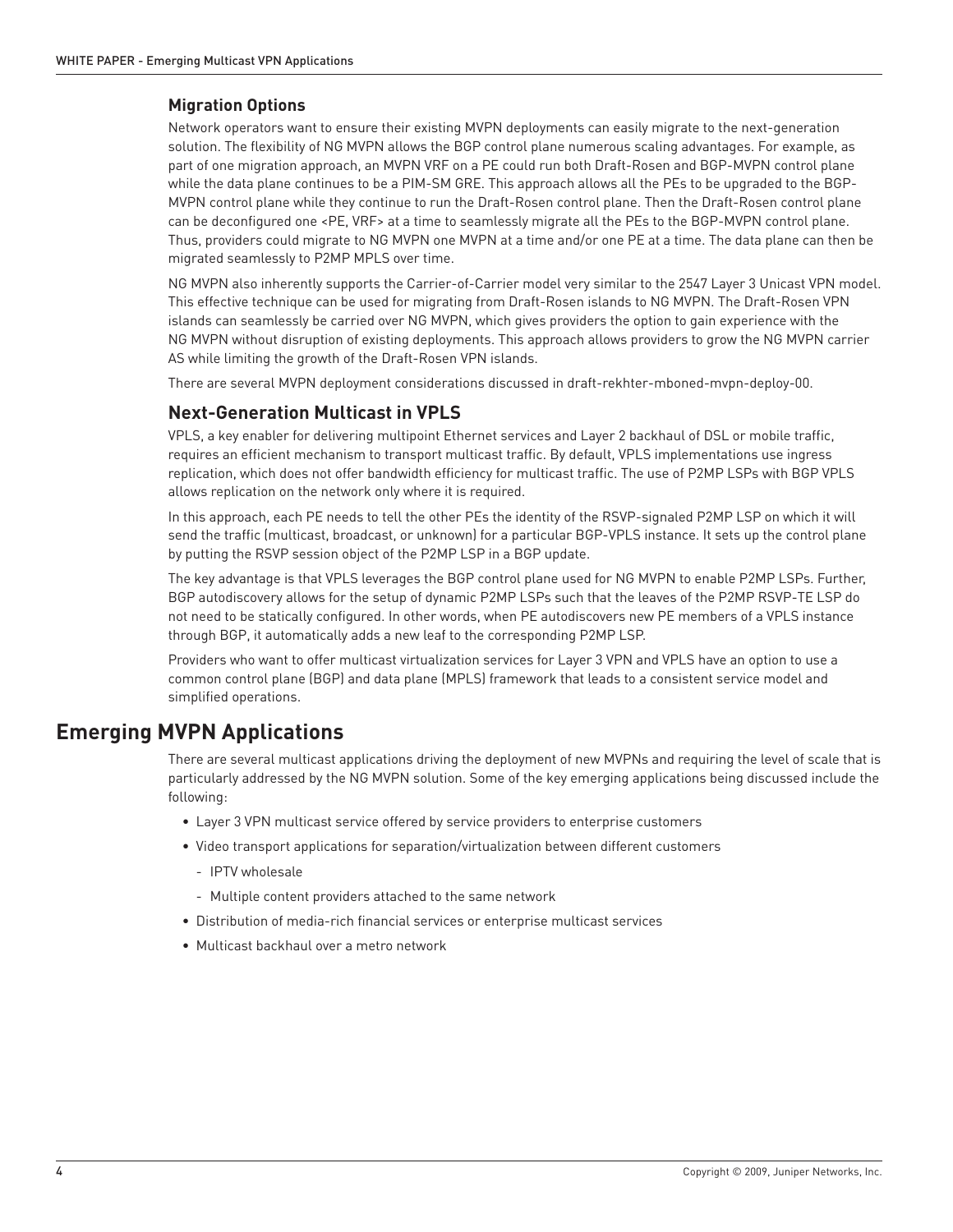### Migration Options

Network operators want to ensure their existing MVPN deployments can easily migrate to the next-generation solution. The flexibility of NG MVPN allows the BGP control plane numerous scaling advantages. For example, as part of one migration approach, an MVPN VRF on a PE could run both Draft-Rosen and BGP-MVPN control plane while the data plane continues to be a PIM-SM GRE. This approach allows all the PEs to be upgraded to the BGP-MVPN control plane while they continue to run the Draft-Rosen control plane. Then the Draft-Rosen control plane can be deconfigured one <PE, VRF> at a time to seamlessly migrate all the PEs to the BGP-MVPN control plane. Thus, providers could migrate to NG MVPN one MVPN at a time and/or one PE at a time. The data plane can then be migrated seamlessly to P2MP MPLS over time.

NG MVPN also inherently supports the Carrier-of-Carrier model very similar to the 2547 Layer 3 Unicast VPN model. This effective technique can be used for migrating from Draft-Rosen islands to NG MVPN. The Draft-Rosen VPN islands can seamlessly be carried over NG MVPN, which gives providers the option to gain experience with the NG MVPN without disruption of existing deployments. This approach allows providers to grow the NG MVPN carrier AS while limiting the growth of the Draft-Rosen VPN islands.

There are several MVPN deployment considerations discussed in draft-rekhter-mboned-mvpn-deploy-00.

### Next-Generation Multicast in VPLS

VPLS, a key enabler for delivering multipoint Ethernet services and Layer 2 backhaul of DSL or mobile traffic, requires an efficient mechanism to transport multicast traffic. By default, VPLS implementations use ingress replication, which does not offer bandwidth efficiency for multicast traffic. The use of P2MP LSPs with BGP VPLS allows replication on the network only where it is required.

In this approach, each PE needs to tell the other PEs the identity of the RSVP-signaled P2MP LSP on which it will send the traffic (multicast, broadcast, or unknown) for a particular BGP-VPLS instance. It sets up the control plane by putting the RSVP session object of the P2MP LSP in a BGP update.

The key advantage is that VPLS leverages the BGP control plane used for NG MVPN to enable P2MP LSPs. Further, BGP autodiscovery allows for the setup of dynamic P2MP LSPs such that the leaves of the P2MP RSVP-TE LSP do not need to be statically configured. In other words, when PE autodiscovers new PE members of a VPLS instance through BGP, it automatically adds a new leaf to the corresponding P2MP LSP.

Providers who want to offer multicast virtualization services for Layer 3 VPN and VPLS have an option to use a common control plane (BGP) and data plane (MPLS) framework that leads to a consistent service model and simplified operations.

## Emerging MVPN Applications

There are several multicast applications driving the deployment of new MVPNs and requiring the level of scale that is particularly addressed by the NG MVPN solution. Some of the key emerging applications being discussed include the following:

- Layer 3 VPN multicast service offered by service providers to enterprise customers
- Video transport applications for separation/virtualization between different customers
  - IPTV wholesale
  - Multiple content providers attached to the same network
- Distribution of media-rich financial services or enterprise multicast services
- Multicast backhaul over a metro network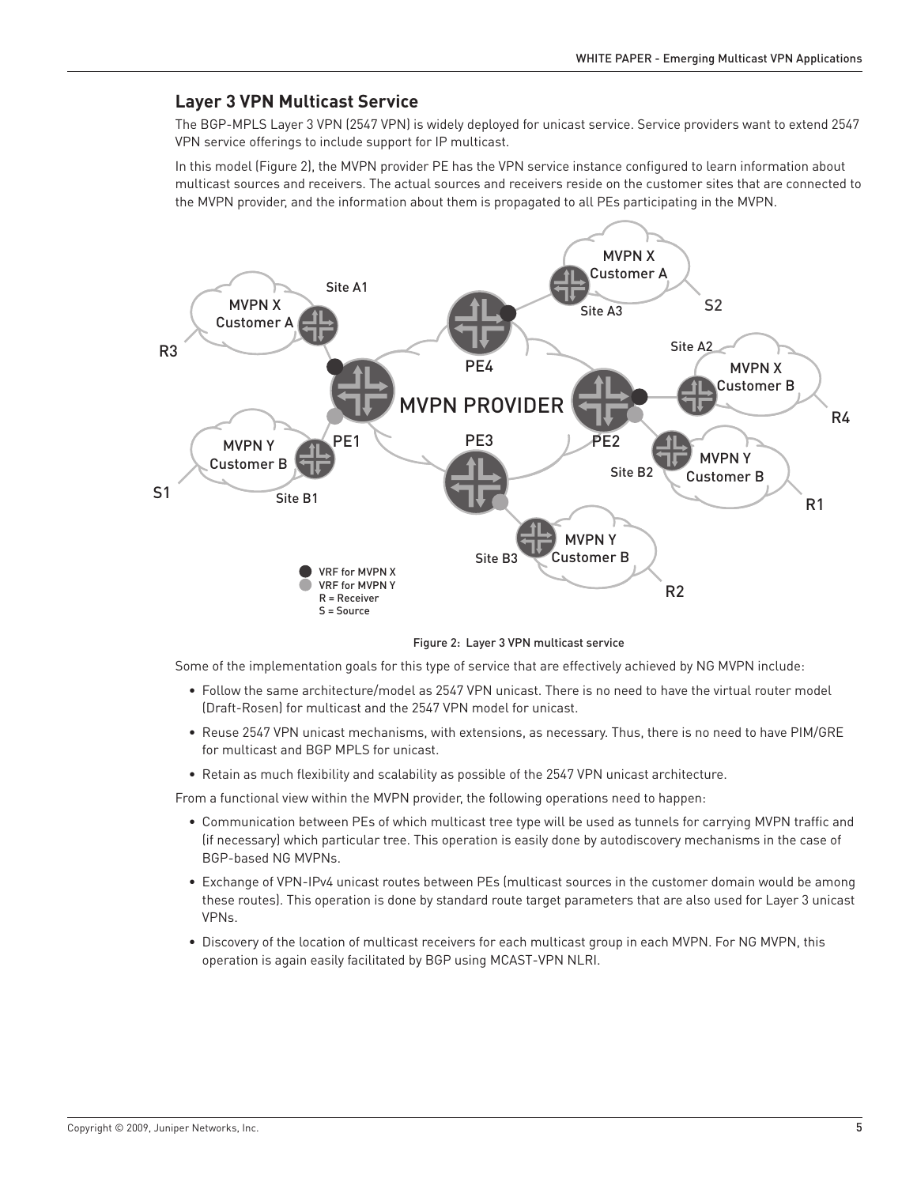## Layer 3 VPN Multicast Service

The BGP-MPLS Layer 3 VPN (2547 VPN) is widely deployed for unicast service. Service providers want to extend 2547 VPN service offerings to include support for IP multicast.

In this model (Figure 2), the MVPN provider PE has the VPN service instance configured to learn information about multicast sources and receivers. The actual sources and receivers reside on the customer sites that are connected to the MVPN provider, and the information about them is propagated to all PEs participating in the MVPN.

Figure 2: Layer 3 VPN multicast service

Some of the implementation goals for this type of service that are effectively achieved by NG MVPN include:

- Follow the same architecture/model as 2547 VPN unicast. There is no need to have the virtual router model (Draft-Rosen) for multicast and the 2547 VPN model for unicast.
- Reuse 2547 VPN unicast mechanisms, with extensions, as necessary. Thus, there is no need to have PIM/GRE for multicast and BGP MPLS for unicast.
- Retain as much flexibility and scalability as possible of the 2547 VPN unicast architecture.

From a functional view within the MVPN provider, the following operations need to happen:

- Communication between PEs of which multicast tree type will be used as tunnels for carrying MVPN traffic and (if necessary) which particular tree. This operation is easily done by autodiscovery mechanisms in the case of BGP-based NG MVPNs.
- Exchange of VPN-IPv4 unicast routes between PEs (multicast sources in the customer domain would be among these routes). This operation is done by standard route target parameters that are also used for Layer 3 unicast VPNs.
- Discovery of the location of multicast receivers for each multicast group in each MVPN. For NG MVPN, this operation is again easily facilitated by BGP using MCAST-VPN NLRI.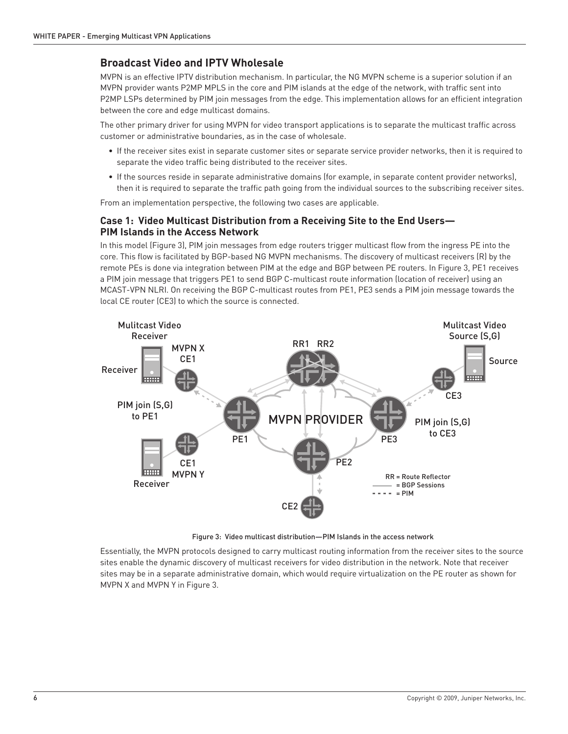## Broadcast Video and IPTV Wholesale

MVPN is an effective IPTV distribution mechanism. In particular, the NG MVPN scheme is a superior solution if an MVPN provider wants P2MP MPLS in the core and PIM islands at the edge of the network, with traffic sent into P2MP LSPs determined by PIM join messages from the edge. This implementation allows for an efficient integration between the core and edge multicast domains.

The other primary driver for using MVPN for video transport applications is to separate the multicast traffic across customer or administrative boundaries, as in the case of wholesale.

- If the receiver sites exist in separate customer sites or separate service provider networks, then it is required to separate the video traffic being distributed to the receiver sites.
- If the sources reside in separate administrative domains (for example, in separate content provider networks), then it is required to separate the traffic path going from the individual sources to the subscribing receiver sites.

From an implementation perspective, the following two cases are applicable.

### Case 1: Video Multicast Distribution from a Receiving Site to the End Users—PIM Islands in the Access Network

In this model (Figure 3), PIM join messages from edge routers trigger multicast flow from the ingress PE into the core. This flow is facilitated by BGP-based NG MVPN mechanisms. The discovery of multicast receivers (R) by the remote PEs is done via integration between PIM at the edge and BGP between PE routers. In Figure 3, PE1 receives a PIM join message that triggers PE1 to send BGP C-multicast route information (location of receiver) using an MCAST-VPN NLRI. On receiving the BGP C-multicast routes from PE1, PE3 sends a PIM join message towards the local CE router (CE3) to which the source is connected.

Figure 3: Video multicast distribution—PIM Islands in the access network

Essentially, the MVPN protocols designed to carry multicast routing information from the receiver sites to the source sites enable the dynamic discovery of multicast receivers for video distribution in the network. Note that receiver sites may be in a separate administrative domain, which would require virtualization on the PE router as shown for MVPN X and MVPN Y in Figure 3.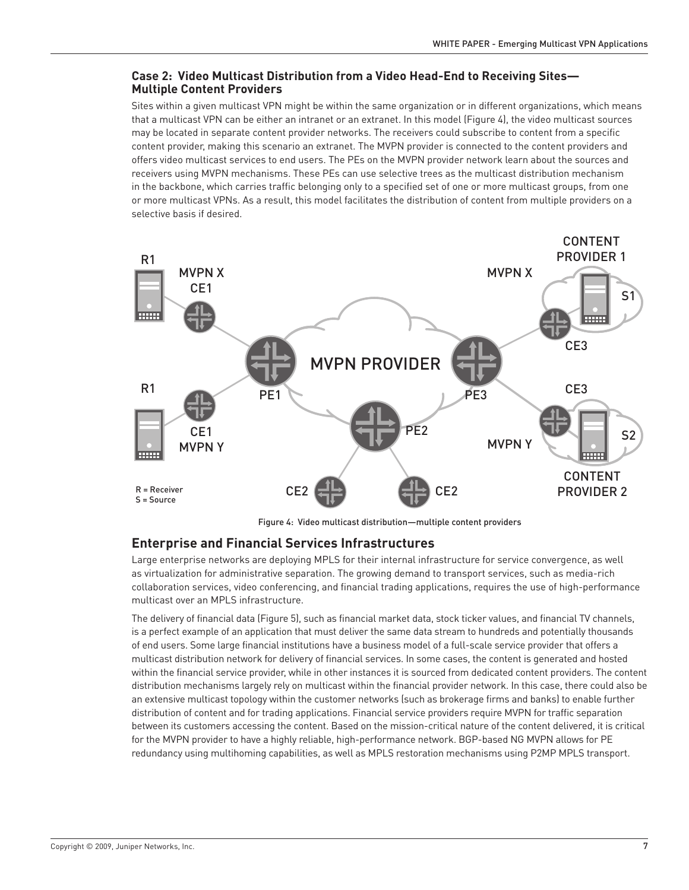### Case 2: Video Multicast Distribution from a Video Head-End to Receiving Sites—Multiple Content Providers

Sites within a given multicast VPN might be within the same organization or in different organizations, which means that a multicast VPN can be either an intranet or an extranet. In this model (Figure 4), the video multicast sources may be located in separate content provider networks. The receivers could subscribe to content from a specific content provider, making this scenario an extranet. The MVPN provider is connected to the content providers and offers video multicast services to end users. The PEs on the MVPN provider network learn about the sources and receivers using MVPN mechanisms. These PEs can use selective trees as the multicast distribution mechanism in the backbone, which carries traffic belonging only to a specified set of one or more multicast groups, from one or more multicast VPNs. As a result, this model facilitates the distribution of content from multiple providers on a selective basis if desired.

Figure 4: Video multicast distribution—multiple content providers

## Enterprise and Financial Services Infrastructures

Large enterprise networks are deploying MPLS for their internal infrastructure for service convergence, as well as virtualization for administrative separation. The growing demand to transport services, such as media-rich collaboration services, video conferencing, and financial trading applications, requires the use of high-performance multicast over an MPLS infrastructure.

The delivery of financial data (Figure 5), such as financial market data, stock ticker values, and financial TV channels, is a perfect example of an application that must deliver the same data stream to hundreds and potentially thousands of end users. Some large financial institutions have a business model of a full-scale service provider that offers a multicast distribution network for delivery of financial services. In some cases, the content is generated and hosted within the financial service provider, while in other instances it is sourced from dedicated content providers. The content distribution mechanisms largely rely on multicast within the financial provider network. In this case, there could also be an extensive multicast topology within the customer networks (such as brokerage firms and banks) to enable further distribution of content and for trading applications. Financial service providers require MVPN for traffic separation between its customers accessing the content. Based on the mission-critical nature of the content delivered, it is critical for the MVPN provider to have a highly reliable, high-performance network. BGP-based NG MVPN allows for PE redundancy using multihoming capabilities, as well as MPLS restoration mechanisms using P2MP MPLS transport.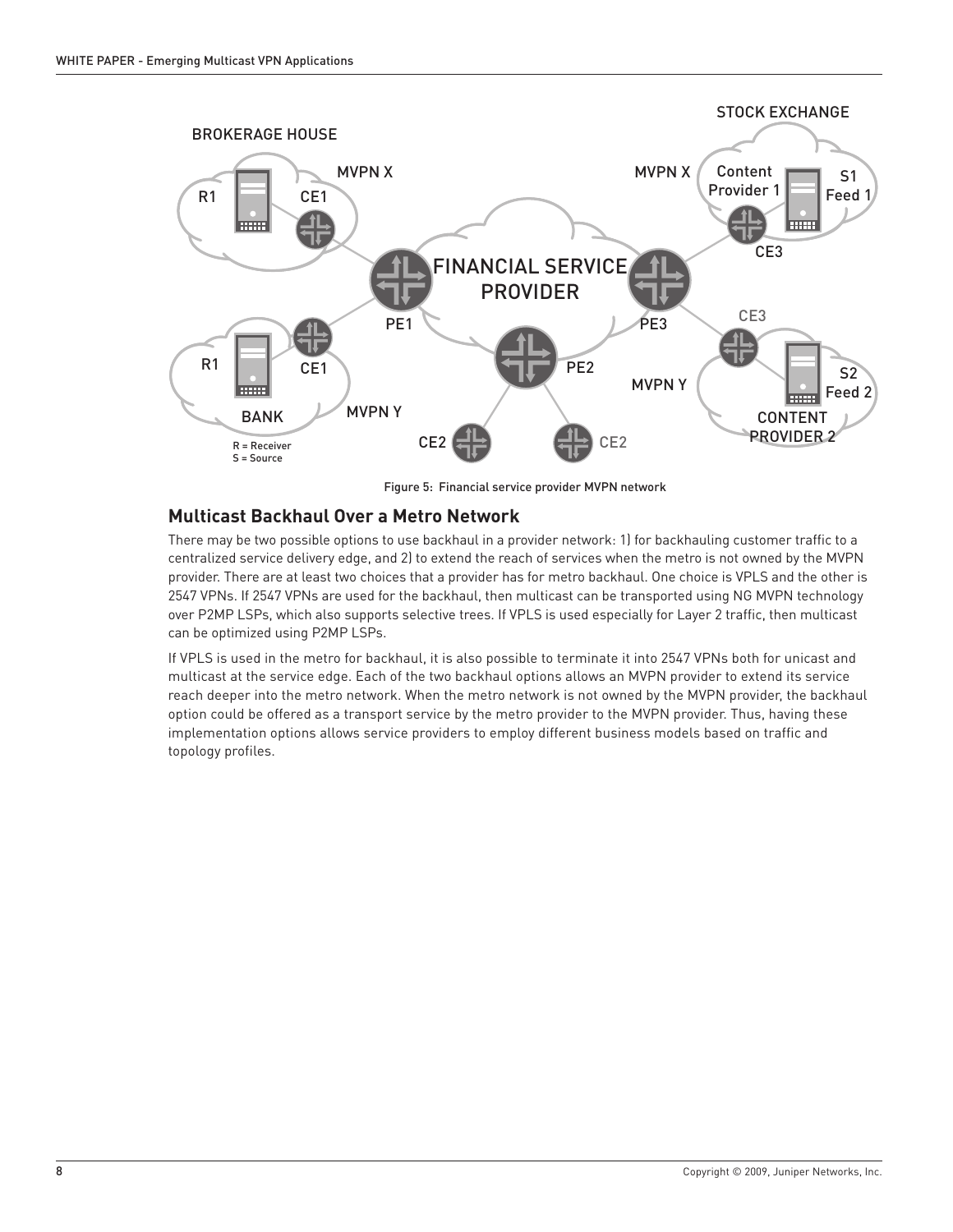Figure 5: Financial service provider MVPN network

## Multicast Backhaul Over a Metro Network

There may be two possible options to use backhaul in a provider network: 1) for backhauling customer traffic to a centralized service delivery edge, and 2) to extend the reach of services when the metro is not owned by the MVPN provider. There are at least two choices that a provider has for metro backhaul. One choice is VPLS and the other is 2547 VPNs. If 2547 VPNs are used for the backhaul, then multicast can be transported using NG MVPN technology over P2MP LSPs, which also supports selective trees. If VPLS is used especially for Layer 2 traffic, then multicast can be optimized using P2MP LSPs.

If VPLS is used in the metro for backhaul, it is also possible to terminate it into 2547 VPNs both for unicast and multicast at the service edge. Each of the two backhaul options allows an MVPN provider to extend its service reach deeper into the metro network. When the metro network is not owned by the MVPN provider, the backhaul option could be offered as a transport service by the metro provider to the MVPN provider. Thus, having these implementation options allows service providers to employ different business models based on traffic and topology profiles.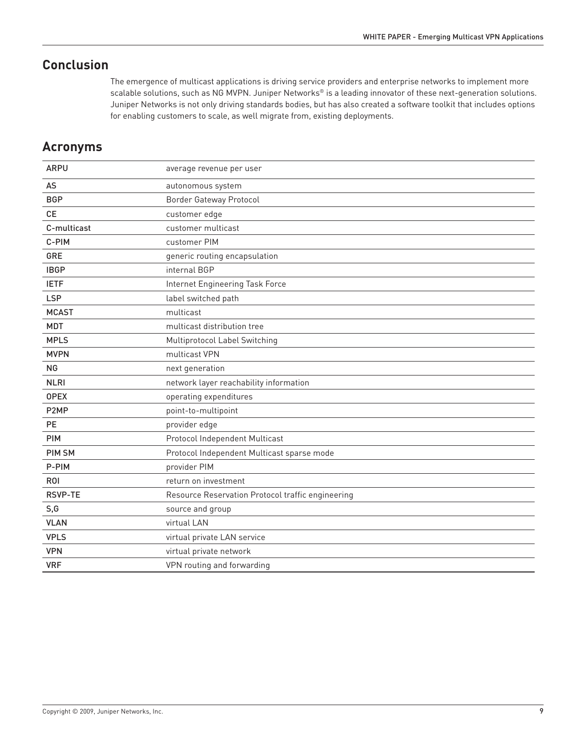## Conclusion

The emergence of multicast applications is driving service providers and enterprise networks to implement more scalable solutions, such as NG MVPN. Juniper Networks® is a leading innovator of these next-generation solutions. Juniper Networks is not only driving standards bodies, but has also created a software toolkit that includes options for enabling customers to scale, as well migrate from, existing deployments.

## Acronyms

| | |
|---|---|
| ARPU | average revenue per user |
| AS | autonomous system |
| BGP | Border Gateway Protocol |
| CE | customer edge |
| C-multicast | customer multicast |
| C-PIM | customer PIM |
| GRE | generic routing encapsulation |
| IBGP | internal BGP |
| IETF | Internet Engineering Task Force |
| LSP | label switched path |
| MCAST | multicast |
| MDT | multicast distribution tree |
| MPLS | Multiprotocol Label Switching |
| MVPN | multicast VPN |
| NG | next generation |
| NLRI | network layer reachability information |
| OPEX | operating expenditures |
| P2MP | point-to-multipoint |
| PE | provider edge |
| PIM | Protocol Independent Multicast |
| PIM SM | Protocol Independent Multicast sparse mode |
| P-PIM | provider PIM |
| ROI | return on investment |
| RSVP-TE | Resource Reservation Protocol traffic engineering |
| S,G | source and group |
| VLAN | virtual LAN |
| VPLS | virtual private LAN service |
| VPN | virtual private network |
| VRF | VPN routing and forwarding |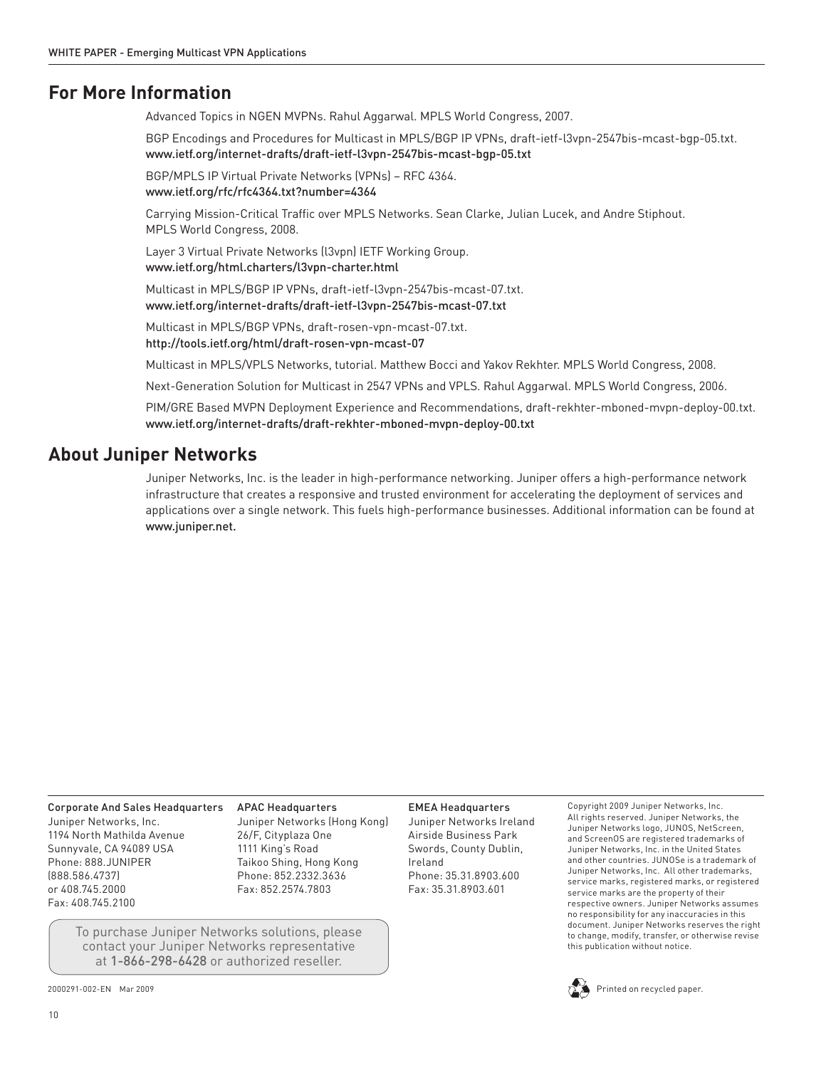## For More Information

Advanced Topics in NGEN MVPNs. Rahul Aggarwal. MPLS World Congress, 2007.

BGP Encodings and Procedures for Multicast in MPLS/BGP IP VPNs, draft-ietf-l3vpn-2547bis-mcast-bgp-05.txt. www.ietf.org/internet-drafts/draft-ietf-l3vpn-2547bis-mcast-bgp-05.txt

BGP/MPLS IP Virtual Private Networks (VPNs) – RFC 4364. www.ietf.org/rfc/rfc4364.txt?number=4364

Carrying Mission-Critical Traffic over MPLS Networks. Sean Clarke, Julian Lucek, and Andre Stiphout. MPLS World Congress, 2008.

Layer 3 Virtual Private Networks (l3vpn) IETF Working Group. www.ietf.org/html.charters/l3vpn-charter.html

Multicast in MPLS/BGP IP VPNs, draft-ietf-l3vpn-2547bis-mcast-07.txt. www.ietf.org/internet-drafts/draft-ietf-l3vpn-2547bis-mcast-07.txt

Multicast in MPLS/BGP VPNs, draft-rosen-vpn-mcast-07.txt. http://tools.ietf.org/html/draft-rosen-vpn-mcast-07

Multicast in MPLS/VPLS Networks, tutorial. Matthew Bocci and Yakov Rekhter. MPLS World Congress, 2008.

Next-Generation Solution for Multicast in 2547 VPNs and VPLS. Rahul Aggarwal. MPLS World Congress, 2006.

PIM/GRE Based MVPN Deployment Experience and Recommendations, draft-rekhter-mboned-mvpn-deploy-00.txt. www.ietf.org/internet-drafts/draft-rekhter-mboned-mvpn-deploy-00.txt

## About Juniper Networks

Juniper Networks, Inc. is the leader in high-performance networking. Juniper offers a high-performance network infrastructure that creates a responsive and trusted environment for accelerating the deployment of services and applications over a single network. This fuels high-performance businesses. Additional information can be found at www.juniper.net.

**Corporate And Sales Headquarters**
Juniper Networks, Inc.
1194 North Mathilda Avenue
Sunnyvale, CA 94089 USA
Phone: 888.JUNIPER
(888.586.4737)
or 408.745.2000
Fax: 408.745.2100

**APAC Headquarters**
Juniper Networks (Hong Kong)
26/F, Cityplaza One
1111 King's Road
Taikoo Shing, Hong Kong
Phone: 852.2332.3636
Fax: 852.2574.7803

**EMEA Headquarters**
Juniper Networks Ireland
Airside Business Park
Swords, County Dublin, Ireland
Phone: 35.31.8903.600
Fax: 35.31.8903.601

Copyright 2009 Juniper Networks, Inc. All rights reserved. Juniper Networks, the Juniper Networks logo, JUNOS, NetScreen, and ScreenOS are registered trademarks of Juniper Networks, Inc. in the United States and other countries. JUNOSe is a trademark of Juniper Networks, Inc. All other trademarks, service marks, registered marks, or registered service marks are the property of their respective owners. Juniper Networks assumes no responsibility for any inaccuracies in this document. Juniper Networks reserves the right to change, modify, transfer, or otherwise revise this publication without notice.

To purchase Juniper Networks solutions, please contact your Juniper Networks representative at 1-866-298-6428 or authorized reseller.

2000291-002-EN Mar 2009

Printed on recycled paper.